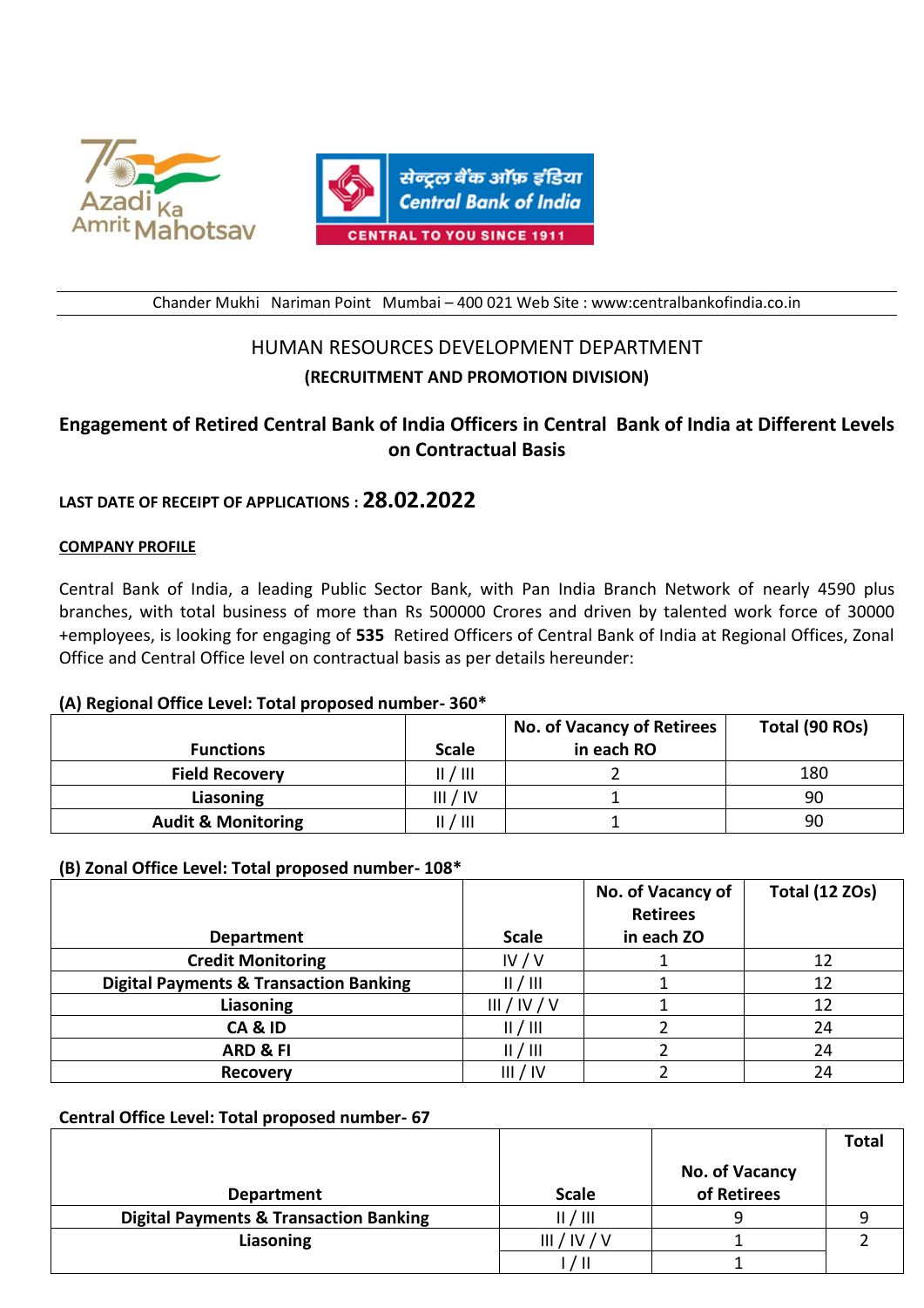Azadi Ka Amrit Mahotsav

सेन्ट्रल बैंक ऑफ़ इंडिया
Central Bank of India
CENTRAL TO YOU SINCE 1911

Chander Mukhi Nariman Point Mumbai – 400 021 Web Site : www:centralbankofindia.co.in

# HUMAN RESOURCES DEVELOPMENT DEPARTMENT

## (RECRUITMENT AND PROMOTION DIVISION)

## Engagement of Retired Central Bank of India Officers in Central Bank of India at Different Levels on Contractual Basis

**LAST DATE OF RECEIPT OF APPLICATIONS : 28.02.2022**

**COMPANY PROFILE**

Central Bank of India, a leading Public Sector Bank, with Pan India Branch Network of nearly 4590 plus branches, with total business of more than Rs 500000 Crores and driven by talented work force of 30000 +employees, is looking for engaging of **535** Retired Officers of Central Bank of India at Regional Offices, Zonal Office and Central Office level on contractual basis as per details hereunder:

**(A) Regional Office Level: Total proposed number- 360***

| Functions | Scale | No. of Vacancy of Retirees in each RO | Total (90 ROs) |
|---|---|---|---|
| Field Recovery | II / III | 2 | 180 |
| Liasoning | III / IV | 1 | 90 |
| Audit & Monitoring | II / III | 1 | 90 |

**(B) Zonal Office Level: Total proposed number- 108***

| Department | Scale | No. of Vacancy of Retirees in each ZO | Total (12 ZOs) |
|---|---|---|---|
| Credit Monitoring | IV / V | 1 | 12 |
| Digital Payments & Transaction Banking | II / III | 1 | 12 |
| Liasoning | III / IV / V | 1 | 12 |
| CA & ID | II / III | 2 | 24 |
| ARD & FI | II / III | 2 | 24 |
| Recovery | III / IV | 2 | 24 |

**Central Office Level: Total proposed number- 67**

| Department | Scale | No. of Vacancy of Retirees | Total |
|---|---|---|---|
| Digital Payments & Transaction Banking | II / III | 9 | 9 |
| Liasoning | III / IV / V | 1 | 2 |
| | I / II | 1 | |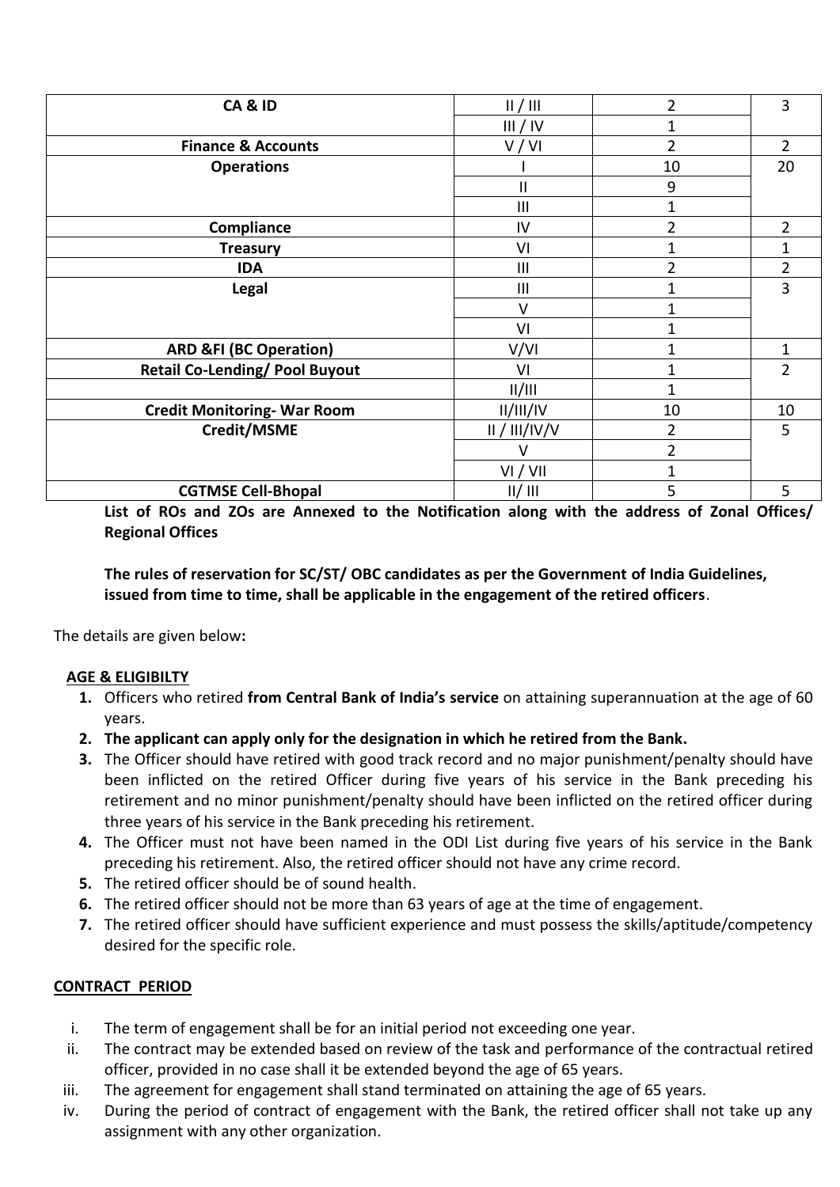| | | | |
|---|---|---|---|
| **CA & ID** | II / III | 2 | 3 |
| | III / IV | 1 | |
| **Finance & Accounts** | V / VI | 2 | 2 |
| **Operations** | I | 10 | 20 |
| | II | 9 | |
| | III | 1 | |
| **Compliance** | IV | 2 | 2 |
| **Treasury** | VI | 1 | 1 |
| **IDA** | III | 2 | 2 |
| **Legal** | III | 1 | 3 |
| | V | 1 | |
| | VI | 1 | |
| **ARD &FI (BC Operation)** | V/VI | 1 | 1 |
| **Retail Co-Lending/ Pool Buyout** | VI | 1 | 2 |
| | II/III | 1 | |
| **Credit Monitoring- War Room** | II/III/IV | 10 | 10 |
| **Credit/MSME** | II / III/IV/V | 2 | 5 |
| | V | 2 | |
| | VI / VII | 1 | |
| **CGTMSE Cell-Bhopal** | II/ III | 5 | 5 |

**List of ROs and ZOs are Annexed to the Notification along with the address of Zonal Offices/ Regional Offices**

**The rules of reservation for SC/ST/ OBC candidates as per the Government of India Guidelines, issued from time to time, shall be applicable in the engagement of the retired officers**.

The details are given below**:**

**AGE & ELIGIBILTY**

1. Officers who retired **from Central Bank of India's service** on attaining superannuation at the age of 60 years.
2. **The applicant can apply only for the designation in which he retired from the Bank.**
3. The Officer should have retired with good track record and no major punishment/penalty should have been inflicted on the retired Officer during five years of his service in the Bank preceding his retirement and no minor punishment/penalty should have been inflicted on the retired officer during three years of his service in the Bank preceding his retirement.
4. The Officer must not have been named in the ODI List during five years of his service in the Bank preceding his retirement. Also, the retired officer should not have any crime record.
5. The retired officer should be of sound health.
6. The retired officer should not be more than 63 years of age at the time of engagement.
7. The retired officer should have sufficient experience and must possess the skills/aptitude/competency desired for the specific role.

**CONTRACT PERIOD**

i. The term of engagement shall be for an initial period not exceeding one year.
ii. The contract may be extended based on review of the task and performance of the contractual retired officer, provided in no case shall it be extended beyond the age of 65 years.
iii. The agreement for engagement shall stand terminated on attaining the age of 65 years.
iv. During the period of contract of engagement with the Bank, the retired officer shall not take up any assignment with any other organization.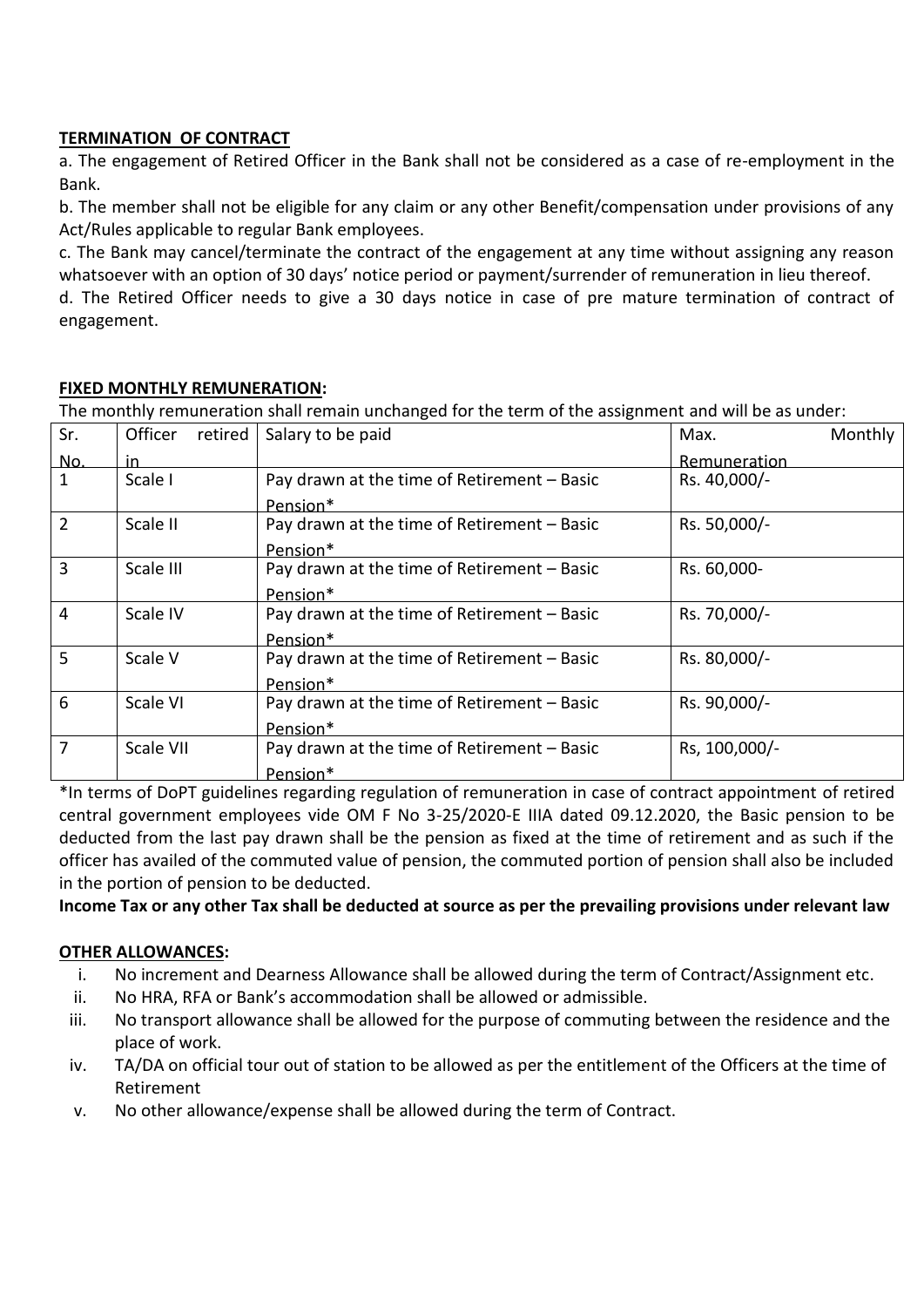**TERMINATION OF CONTRACT**

a. The engagement of Retired Officer in the Bank shall not be considered as a case of re-employment in the Bank.

b. The member shall not be eligible for any claim or any other Benefit/compensation under provisions of any Act/Rules applicable to regular Bank employees.

c. The Bank may cancel/terminate the contract of the engagement at any time without assigning any reason whatsoever with an option of 30 days' notice period or payment/surrender of remuneration in lieu thereof.

d. The Retired Officer needs to give a 30 days notice in case of pre mature termination of contract of engagement.

**FIXED MONTHLY REMUNERATION:**

The monthly remuneration shall remain unchanged for the term of the assignment and will be as under:

| Sr. No. | Officer retired in | Salary to be paid | Max. Monthly Remuneration |
|---|---|---|---|
| 1 | Scale I | Pay drawn at the time of Retirement – Basic Pension* | Rs. 40,000/- |
| 2 | Scale II | Pay drawn at the time of Retirement – Basic Pension* | Rs. 50,000/- |
| 3 | Scale III | Pay drawn at the time of Retirement – Basic Pension* | Rs. 60,000- |
| 4 | Scale IV | Pay drawn at the time of Retirement – Basic Pension* | Rs. 70,000/- |
| 5 | Scale V | Pay drawn at the time of Retirement – Basic Pension* | Rs. 80,000/- |
| 6 | Scale VI | Pay drawn at the time of Retirement – Basic Pension* | Rs. 90,000/- |
| 7 | Scale VII | Pay drawn at the time of Retirement – Basic Pension* | Rs, 100,000/- |

*In terms of DoPT guidelines regarding regulation of remuneration in case of contract appointment of retired central government employees vide OM F No 3-25/2020-E IIIA dated 09.12.2020, the Basic pension to be deducted from the last pay drawn shall be the pension as fixed at the time of retirement and as such if the officer has availed of the commuted value of pension, the commuted portion of pension shall also be included in the portion of pension to be deducted.

**Income Tax or any other Tax shall be deducted at source as per the prevailing provisions under relevant law**

**OTHER ALLOWANCES:**

i. No increment and Dearness Allowance shall be allowed during the term of Contract/Assignment etc.

ii. No HRA, RFA or Bank's accommodation shall be allowed or admissible.

iii. No transport allowance shall be allowed for the purpose of commuting between the residence and the place of work.

iv. TA/DA on official tour out of station to be allowed as per the entitlement of the Officers at the time of Retirement

v. No other allowance/expense shall be allowed during the term of Contract.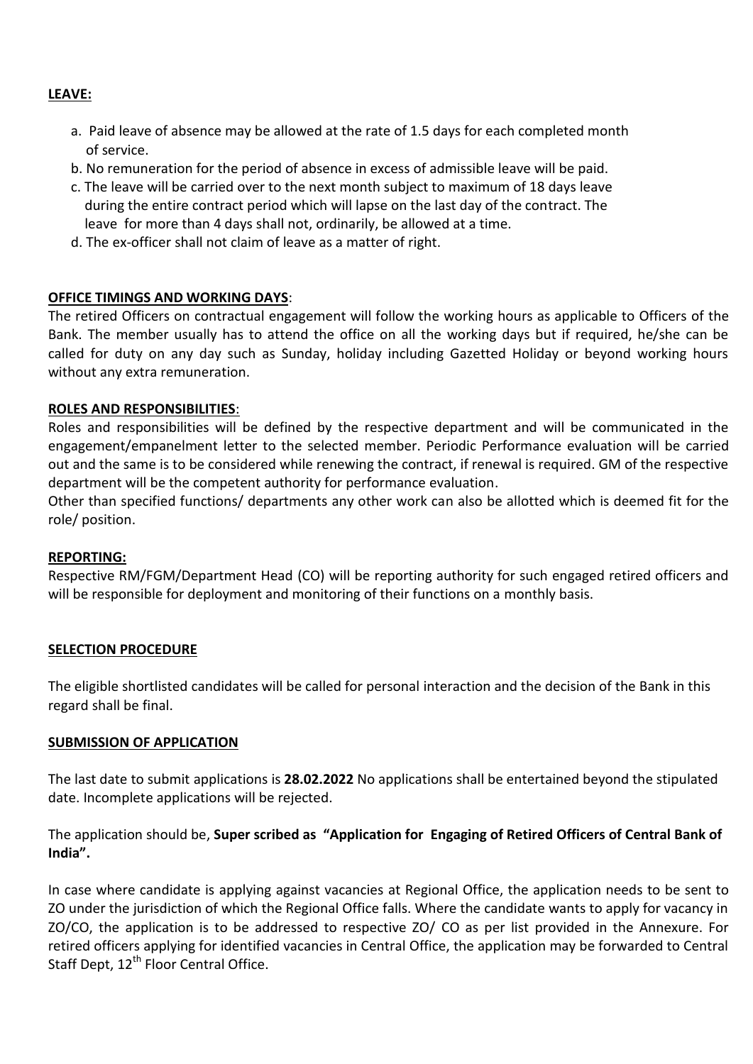**LEAVE:**

a. Paid leave of absence may be allowed at the rate of 1.5 days for each completed month of service.
b. No remuneration for the period of absence in excess of admissible leave will be paid.
c. The leave will be carried over to the next month subject to maximum of 18 days leave during the entire contract period which will lapse on the last day of the contract. The leave for more than 4 days shall not, ordinarily, be allowed at a time.
d. The ex-officer shall not claim of leave as a matter of right.

**OFFICE TIMINGS AND WORKING DAYS**:

The retired Officers on contractual engagement will follow the working hours as applicable to Officers of the Bank. The member usually has to attend the office on all the working days but if required, he/she can be called for duty on any day such as Sunday, holiday including Gazetted Holiday or beyond working hours without any extra remuneration.

**ROLES AND RESPONSIBILITIES**:

Roles and responsibilities will be defined by the respective department and will be communicated in the engagement/empanelment letter to the selected member. Periodic Performance evaluation will be carried out and the same is to be considered while renewing the contract, if renewal is required. GM of the respective department will be the competent authority for performance evaluation.

Other than specified functions/ departments any other work can also be allotted which is deemed fit for the role/ position.

**REPORTING:**

Respective RM/FGM/Department Head (CO) will be reporting authority for such engaged retired officers and will be responsible for deployment and monitoring of their functions on a monthly basis.

**SELECTION PROCEDURE**

The eligible shortlisted candidates will be called for personal interaction and the decision of the Bank in this regard shall be final.

**SUBMISSION OF APPLICATION**

The last date to submit applications is **28.02.2022** No applications shall be entertained beyond the stipulated date. Incomplete applications will be rejected.

The application should be, **Super scribed as "Application for Engaging of Retired Officers of Central Bank of India".**

In case where candidate is applying against vacancies at Regional Office, the application needs to be sent to ZO under the jurisdiction of which the Regional Office falls. Where the candidate wants to apply for vacancy in ZO/CO, the application is to be addressed to respective ZO/ CO as per list provided in the Annexure. For retired officers applying for identified vacancies in Central Office, the application may be forwarded to Central Staff Dept, 12th Floor Central Office.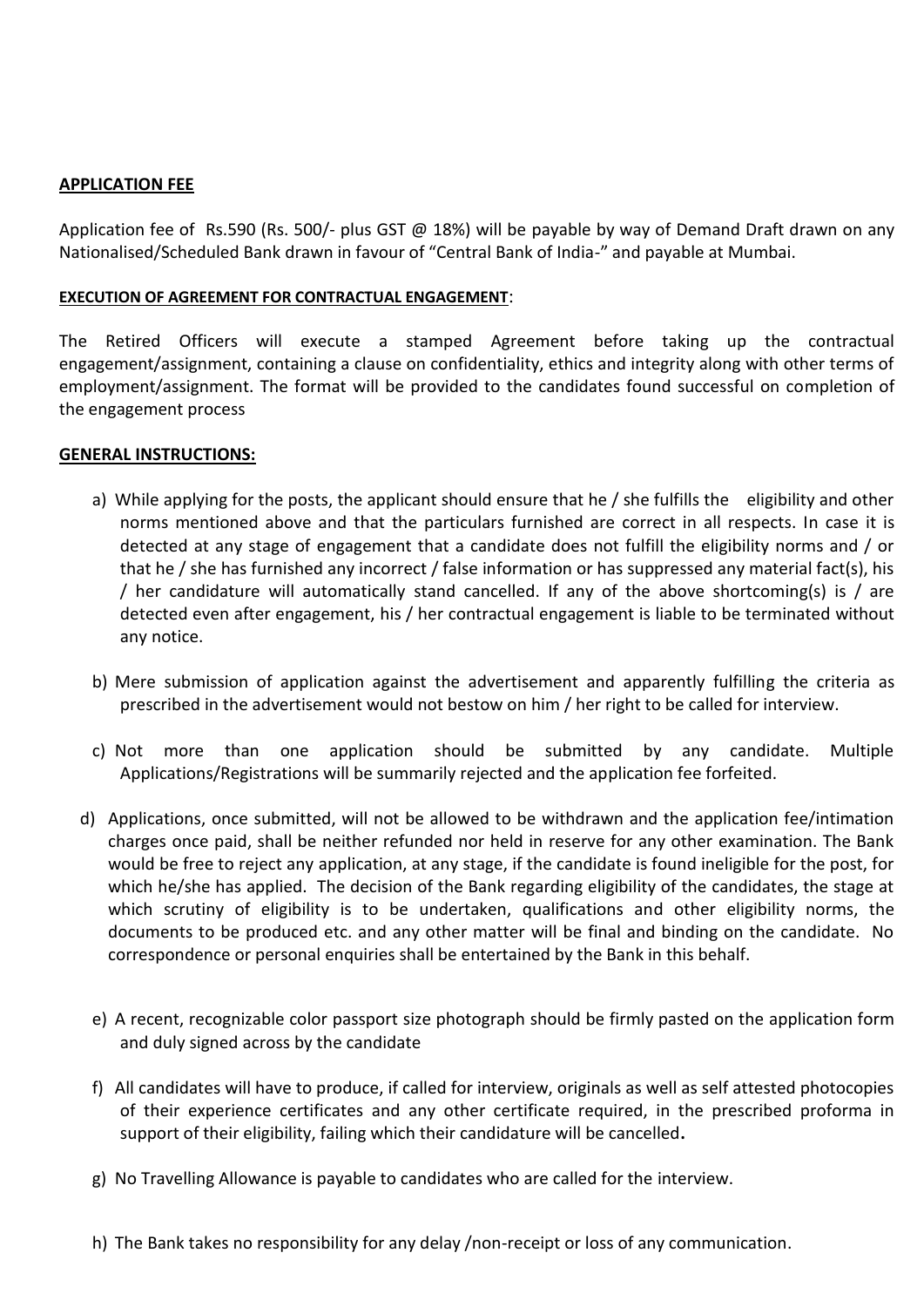**APPLICATION FEE**

Application fee of Rs.590 (Rs. 500/- plus GST @ 18%) will be payable by way of Demand Draft drawn on any Nationalised/Scheduled Bank drawn in favour of "Central Bank of India-" and payable at Mumbai.

**EXECUTION OF AGREEMENT FOR CONTRACTUAL ENGAGEMENT**:

The Retired Officers will execute a stamped Agreement before taking up the contractual engagement/assignment, containing a clause on confidentiality, ethics and integrity along with other terms of employment/assignment. The format will be provided to the candidates found successful on completion of the engagement process

**GENERAL INSTRUCTIONS:**

a) While applying for the posts, the applicant should ensure that he / she fulfills the eligibility and other norms mentioned above and that the particulars furnished are correct in all respects. In case it is detected at any stage of engagement that a candidate does not fulfill the eligibility norms and / or that he / she has furnished any incorrect / false information or has suppressed any material fact(s), his / her candidature will automatically stand cancelled. If any of the above shortcoming(s) is / are detected even after engagement, his / her contractual engagement is liable to be terminated without any notice.

b) Mere submission of application against the advertisement and apparently fulfilling the criteria as prescribed in the advertisement would not bestow on him / her right to be called for interview.

c) Not more than one application should be submitted by any candidate. Multiple Applications/Registrations will be summarily rejected and the application fee forfeited.

d) Applications, once submitted, will not be allowed to be withdrawn and the application fee/intimation charges once paid, shall be neither refunded nor held in reserve for any other examination. The Bank would be free to reject any application, at any stage, if the candidate is found ineligible for the post, for which he/she has applied. The decision of the Bank regarding eligibility of the candidates, the stage at which scrutiny of eligibility is to be undertaken, qualifications and other eligibility norms, the documents to be produced etc. and any other matter will be final and binding on the candidate. No correspondence or personal enquiries shall be entertained by the Bank in this behalf.

e) A recent, recognizable color passport size photograph should be firmly pasted on the application form and duly signed across by the candidate

f) All candidates will have to produce, if called for interview, originals as well as self attested photocopies of their experience certificates and any other certificate required, in the prescribed proforma in support of their eligibility, failing which their candidature will be cancelled**.**

g) No Travelling Allowance is payable to candidates who are called for the interview.

h) The Bank takes no responsibility for any delay /non-receipt or loss of any communication.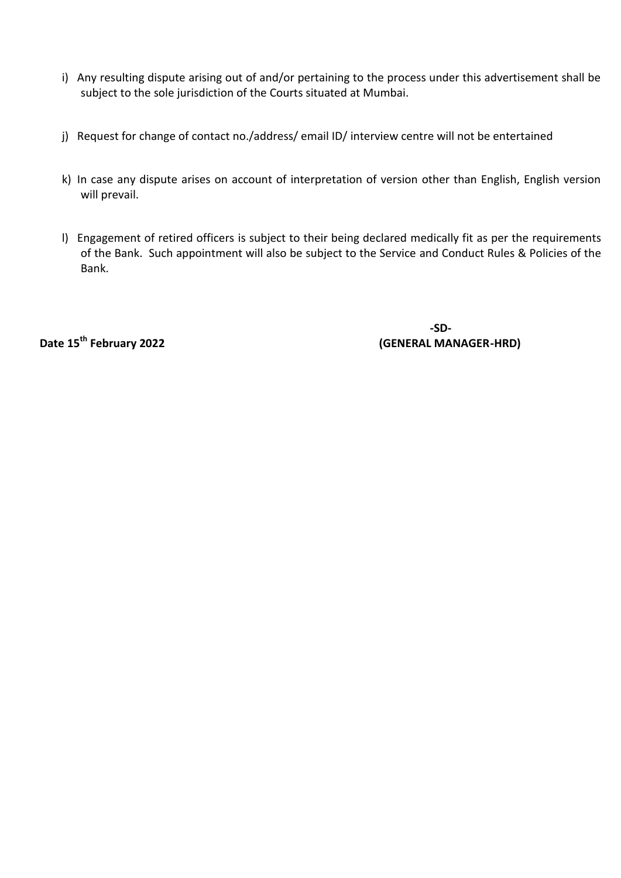i) Any resulting dispute arising out of and/or pertaining to the process under this advertisement shall be subject to the sole jurisdiction of the Courts situated at Mumbai.

j) Request for change of contact no./address/ email ID/ interview centre will not be entertained

k) In case any dispute arises on account of interpretation of version other than English, English version will prevail.

l) Engagement of retired officers is subject to their being declared medically fit as per the requirements of the Bank. Such appointment will also be subject to the Service and Conduct Rules & Policies of the Bank.

**-SD-**

**Date 15th February 2022** **(GENERAL MANAGER-HRD)**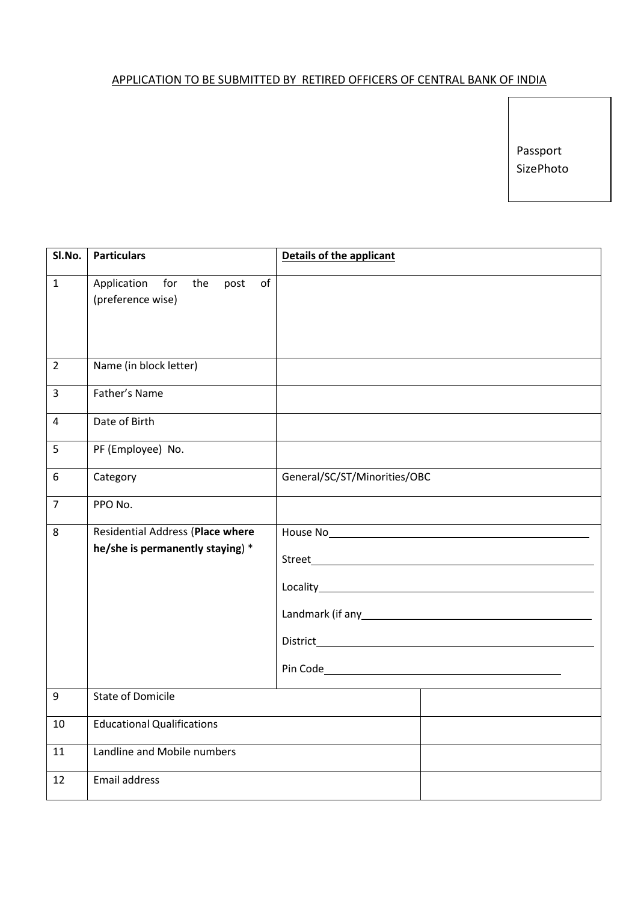APPLICATION TO BE SUBMITTED BY RETIRED OFFICERS OF CENTRAL BANK OF INDIA

Passport SizePhoto

| Sl.No. | Particulars | Details of the applicant |
|---|---|---|
| 1 | Application for the post of (preference wise) | |
| 2 | Name (in block letter) | |
| 3 | Father's Name | |
| 4 | Date of Birth | |
| 5 | PF (Employee) No. | |
| 6 | Category | General/SC/ST/Minorities/OBC |
| 7 | PPO No. | |
| 8 | Residential Address (**Place where he/she is permanently staying**) * | House No\_\_\_\_\_\_\_\_\_\_\_\_<br>Street\_\_\_\_\_\_\_\_\_\_\_\_<br>Locality\_\_\_\_\_\_\_\_\_\_\_\_<br>Landmark (if any\_\_\_\_\_\_\_\_\_\_\_\_<br>District\_\_\_\_\_\_\_\_\_\_\_\_<br>Pin Code\_\_\_\_\_\_\_\_\_\_\_\_ |
| 9 | State of Domicile | |
| 10 | Educational Qualifications | |
| 11 | Landline and Mobile numbers | |
| 12 | Email address | |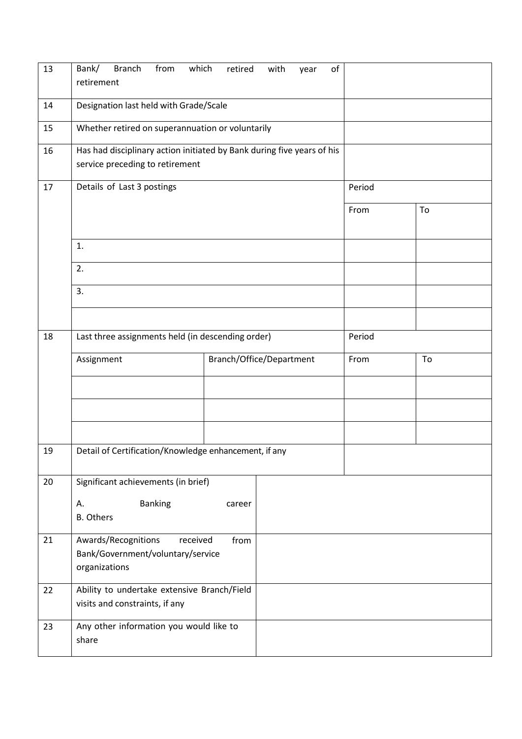| | | | | |
|---|---|---|---|---|
| 13 | Bank/ Branch from which retired with year of retirement | | | |
| 14 | Designation last held with Grade/Scale | | | |
| 15 | Whether retired on superannuation or voluntarily | | | |
| 16 | Has had disciplinary action initiated by Bank during five years of his service preceding to retirement | | | |
| 17 | Details of Last 3 postings | | Period | |
| | | | From | To |
| | 1. | | | |
| | 2. | | | |
| | 3. | | | |
| | | | | |
| 18 | Last three assignments held (in descending order) | | Period | |
| | Assignment | Branch/Office/Department | From | To |
| | | | | |
| | | | | |
| | | | | |
| 19 | Detail of Certification/Knowledge enhancement, if any | | | |
| 20 | Significant achievements (in brief)<br>A. Banking career<br>B. Others | | | |
| 21 | Awards/Recognitions received from Bank/Government/voluntary/service organizations | | | |
| 22 | Ability to undertake extensive Branch/Field visits and constraints, if any | | | |
| 23 | Any other information you would like to share | | | |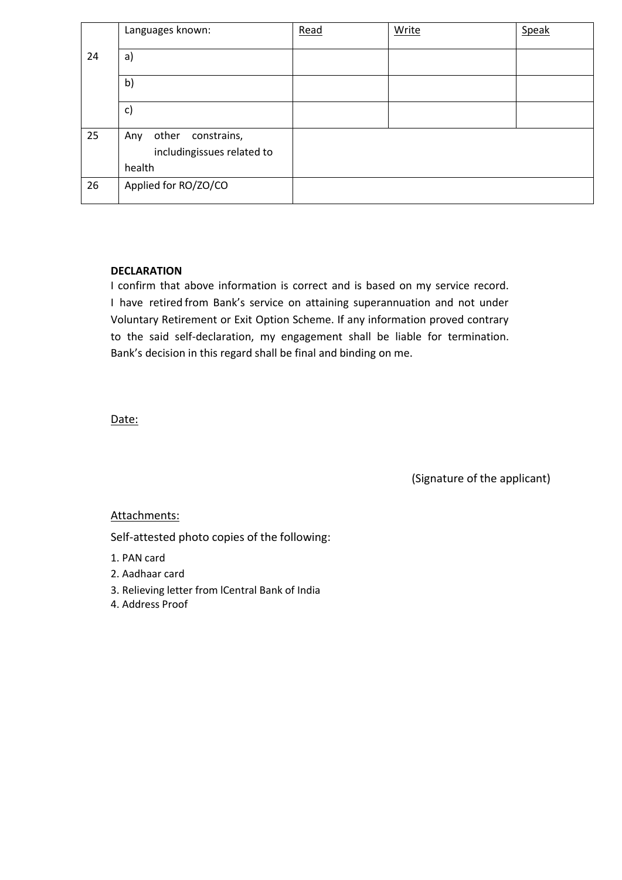| | | | | |
|---|---|---|---|---|
| 24 | Languages known: | Read | Write | Speak |
| | a) | | | |
| | b) | | | |
| | c) | | | |
| 25 | Any other constrains, includingissues related to health | | | |
| 26 | Applied for RO/ZO/CO | | | |

**DECLARATION**

I confirm that above information is correct and is based on my service record. I have retired from Bank's service on attaining superannuation and not under Voluntary Retirement or Exit Option Scheme. If any information proved contrary to the said self-declaration, my engagement shall be liable for termination. Bank's decision in this regard shall be final and binding on me.

Date:

(Signature of the applicant)

Attachments:

Self-attested photo copies of the following:

1. PAN card
2. Aadhaar card
3. Relieving letter from lCentral Bank of India
4. Address Proof